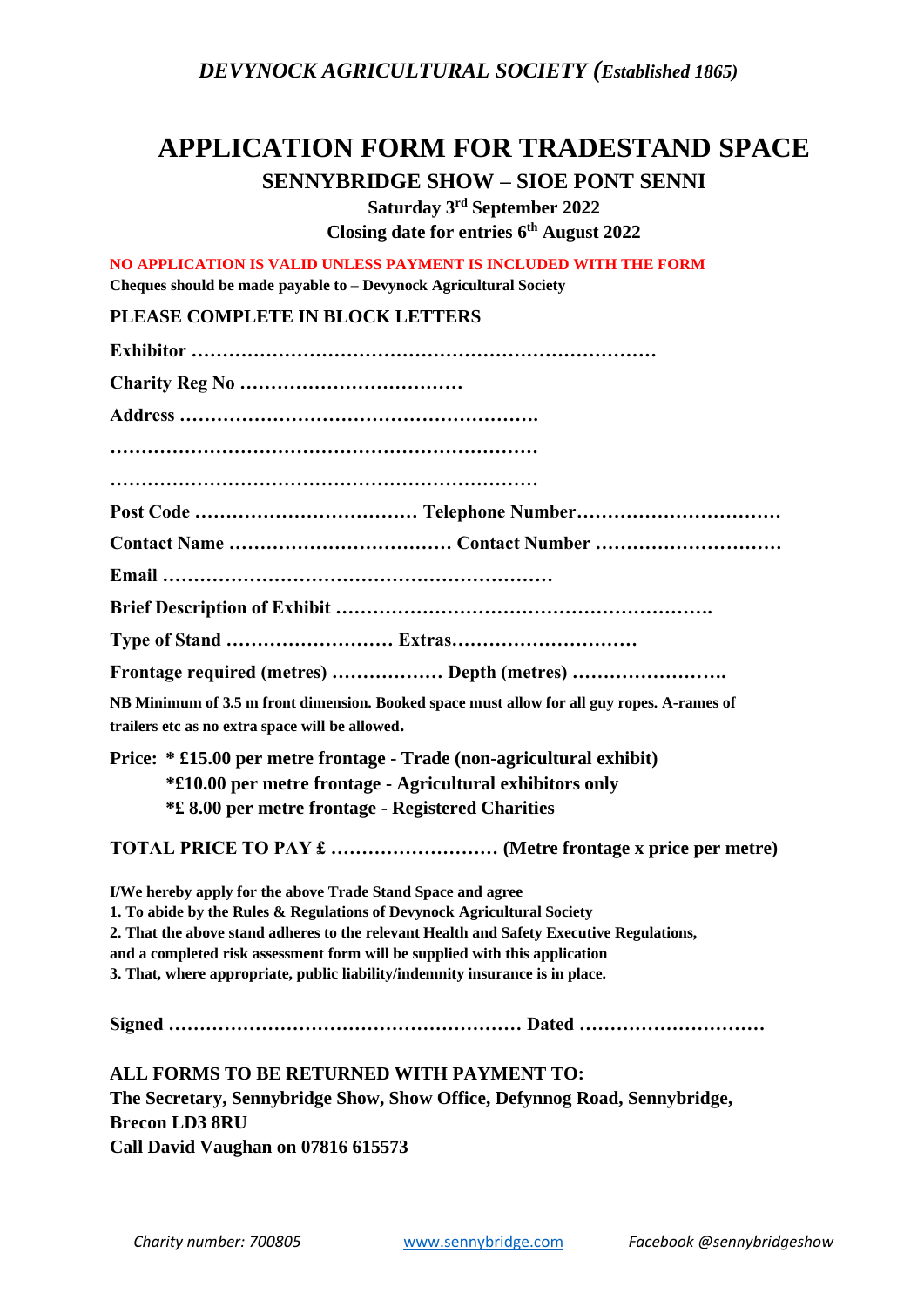*DEVYNOCK AGRICULTURAL SOCIETY (Established 1865)*

# APPLICATION FORM FOR TRADESTAND SPACE

## SENNYBRIDGE SHOW – SIOE PONT SENNI

**Saturday 3rd September 2022**

**Closing date for entries 6th August 2022**

**NO APPLICATION IS VALID UNLESS PAYMENT IS INCLUDED WITH THE FORM**

**Cheques should be made payable to – Devynock Agricultural Society**

**PLEASE COMPLETE IN BLOCK LETTERS**

**Exhibitor ………………………………………………………………**

**Charity Reg No ………………………………**

**Address ………………………………………………….**

**……………………………………………………………**

**……………………………………………………………**

**Post Code ……………………………… Telephone Number……………………………**

**Contact Name ……………………………… Contact Number …………………………**

**Email ……………………………………………………**

**Brief Description of Exhibit …………………………………………………….**

**Type of Stand ……………………… Extras…………………………**

**Frontage required (metres) ……………… Depth (metres) …………………….**

**NB Minimum of 3.5 m front dimension. Booked space must allow for all guy ropes. A-rames of trailers etc as no extra space will be allowed.**

**Price: * £15.00 per metre frontage - Trade (non-agricultural exhibit)**
**\*£10.00 per metre frontage - Agricultural exhibitors only**
**\*£ 8.00 per metre frontage - Registered Charities**

**TOTAL PRICE TO PAY £ ……………………… (Metre frontage x price per metre)**

**I/We hereby apply for the above Trade Stand Space and agree**
**1. To abide by the Rules & Regulations of Devynock Agricultural Society**
**2. That the above stand adheres to the relevant Health and Safety Executive Regulations, and a completed risk assessment form will be supplied with this application**
**3. That, where appropriate, public liability/indemnity insurance is in place.**

**Signed ………………………………………………… Dated …………………………**

**ALL FORMS TO BE RETURNED WITH PAYMENT TO:**
**The Secretary, Sennybridge Show, Show Office, Defynnog Road, Sennybridge, Brecon LD3 8RU**
**Call David Vaughan on 07816 615573**

*Charity number: 700805* www.sennybridge.com *Facebook @sennybridgeshow*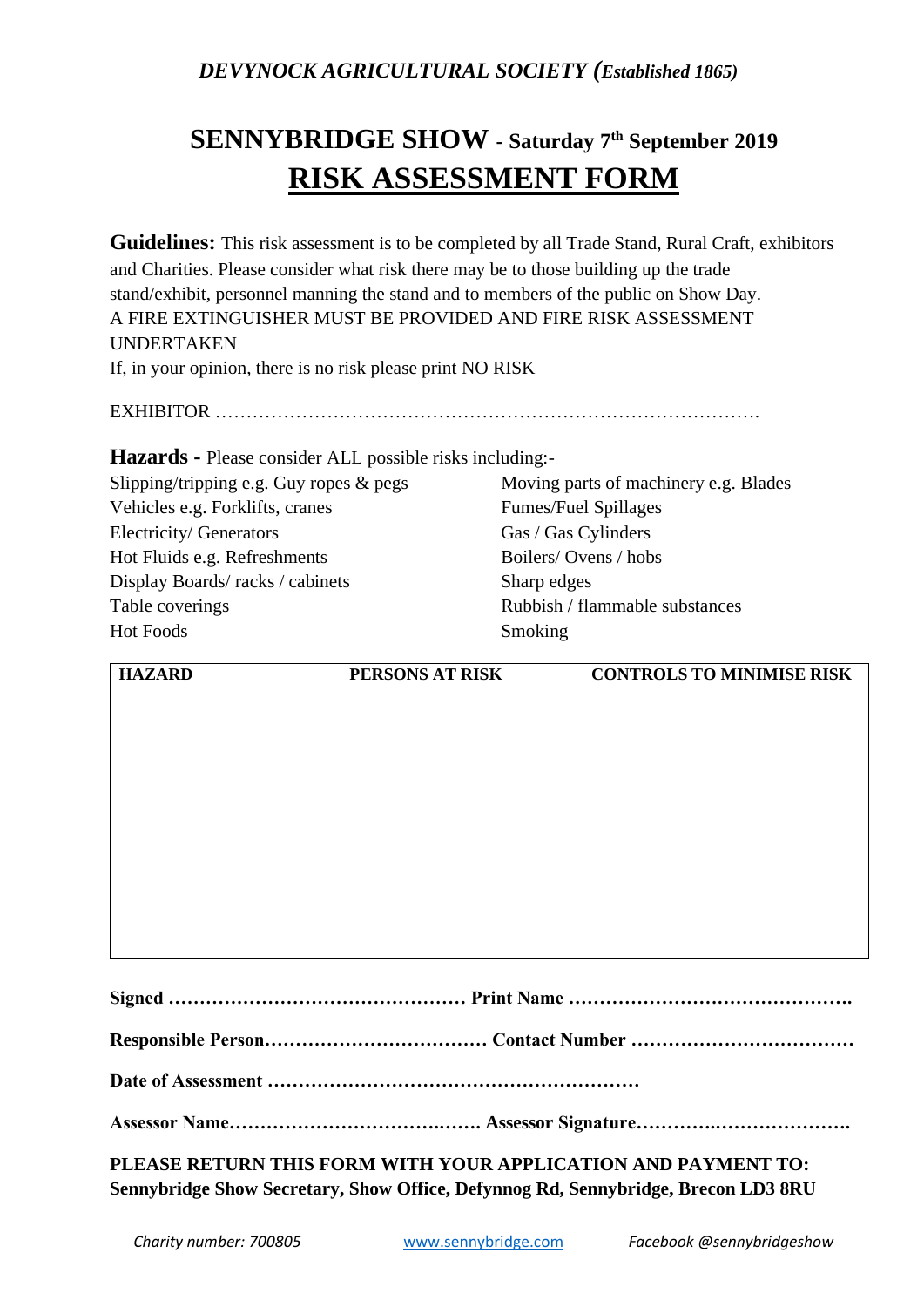*DEVYNOCK AGRICULTURAL SOCIETY (Established 1865)*

# SENNYBRIDGE SHOW - Saturday 7th September 2019

# RISK ASSESSMENT FORM

**Guidelines:** This risk assessment is to be completed by all Trade Stand, Rural Craft, exhibitors and Charities. Please consider what risk there may be to those building up the trade stand/exhibit, personnel manning the stand and to members of the public on Show Day.
A FIRE EXTINGUISHER MUST BE PROVIDED AND FIRE RISK ASSESSMENT UNDERTAKEN
If, in your opinion, there is no risk please print NO RISK

EXHIBITOR ……………………………………………………………………………….

**Hazards -** Please consider ALL possible risks including:-

Slipping/tripping e.g. Guy ropes & pegs
Vehicles e.g. Forklifts, cranes
Electricity/ Generators
Hot Fluids e.g. Refreshments
Display Boards/ racks / cabinets
Table coverings
Hot Foods
Moving parts of machinery e.g. Blades
Fumes/Fuel Spillages
Gas / Gas Cylinders
Boilers/ Ovens / hobs
Sharp edges
Rubbish / flammable substances
Smoking

| HAZARD | PERSONS AT RISK | CONTROLS TO MINIMISE RISK |
|---|---|---|
| | | |

**Signed ………………………………………… Print Name ……………………………………….**

**Responsible Person……………………………… Contact Number ………………………………**

**Date of Assessment ……………………………………………………**

**Assessor Name……………………………….…… Assessor Signature…………..………………….**

**PLEASE RETURN THIS FORM WITH YOUR APPLICATION AND PAYMENT TO:**
**Sennybridge Show Secretary, Show Office, Defynnog Rd, Sennybridge, Brecon LD3 8RU**

*Charity number: 700805* www.sennybridge.com *Facebook @sennybridgeshow*